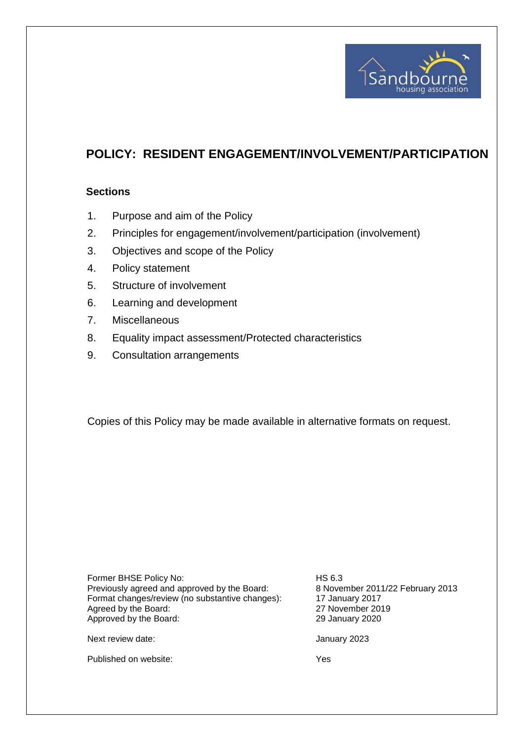# POLICY: RESIDENT ENGAGEMENT/INVOLVEMENT/PARTICIPATION

### Sections

1. Purpose and aim of the Policy
2. Principles for engagement/involvement/participation (involvement)
3. Objectives and scope of the Policy
4. Policy statement
5. Structure of involvement
6. Learning and development
7. Miscellaneous
8. Equality impact assessment/Protected characteristics
9. Consultation arrangements

Copies of this Policy may be made available in alternative formats on request.

| | |
|---|---|
| Former BHSE Policy No: | HS 6.3 |
| Previously agreed and approved by the Board: | 8 November 2011/22 February 2013 |
| Format changes/review (no substantive changes): | 17 January 2017 |
| Agreed by the Board: | 27 November 2019 |
| Approved by the Board: | 29 January 2020 |
| Next review date: | January 2023 |
| Published on website: | Yes |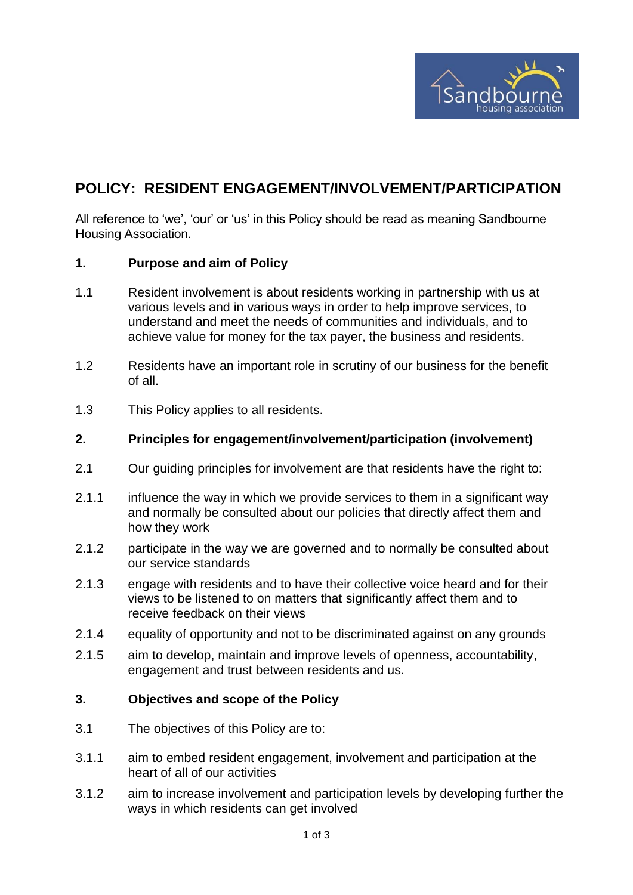# POLICY: RESIDENT ENGAGEMENT/INVOLVEMENT/PARTICIPATION

All reference to 'we', 'our' or 'us' in this Policy should be read as meaning Sandbourne Housing Association.

## 1. Purpose and aim of Policy

1.1 Resident involvement is about residents working in partnership with us at various levels and in various ways in order to help improve services, to understand and meet the needs of communities and individuals, and to achieve value for money for the tax payer, the business and residents.

1.2 Residents have an important role in scrutiny of our business for the benefit of all.

1.3 This Policy applies to all residents.

## 2. Principles for engagement/involvement/participation (involvement)

2.1 Our guiding principles for involvement are that residents have the right to:

2.1.1 influence the way in which we provide services to them in a significant way and normally be consulted about our policies that directly affect them and how they work

2.1.2 participate in the way we are governed and to normally be consulted about our service standards

2.1.3 engage with residents and to have their collective voice heard and for their views to be listened to on matters that significantly affect them and to receive feedback on their views

2.1.4 equality of opportunity and not to be discriminated against on any grounds

2.1.5 aim to develop, maintain and improve levels of openness, accountability, engagement and trust between residents and us.

## 3. Objectives and scope of the Policy

3.1 The objectives of this Policy are to:

3.1.1 aim to embed resident engagement, involvement and participation at the heart of all of our activities

3.1.2 aim to increase involvement and participation levels by developing further the ways in which residents can get involved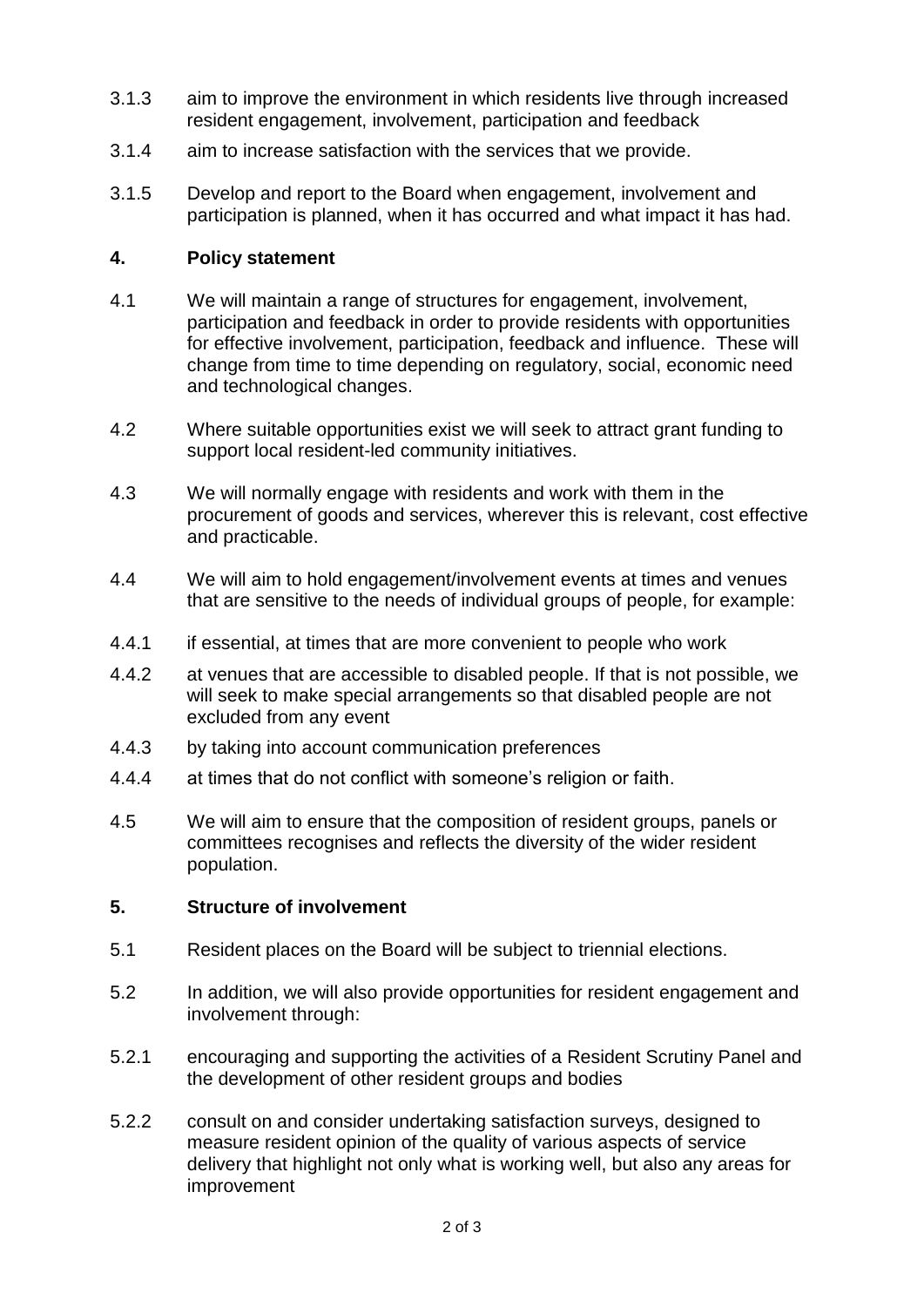3.1.3 aim to improve the environment in which residents live through increased resident engagement, involvement, participation and feedback

3.1.4 aim to increase satisfaction with the services that we provide.

3.1.5 Develop and report to the Board when engagement, involvement and participation is planned, when it has occurred and what impact it has had.

## 4. Policy statement

4.1 We will maintain a range of structures for engagement, involvement, participation and feedback in order to provide residents with opportunities for effective involvement, participation, feedback and influence. These will change from time to time depending on regulatory, social, economic need and technological changes.

4.2 Where suitable opportunities exist we will seek to attract grant funding to support local resident-led community initiatives.

4.3 We will normally engage with residents and work with them in the procurement of goods and services, wherever this is relevant, cost effective and practicable.

4.4 We will aim to hold engagement/involvement events at times and venues that are sensitive to the needs of individual groups of people, for example:

4.4.1 if essential, at times that are more convenient to people who work

4.4.2 at venues that are accessible to disabled people. If that is not possible, we will seek to make special arrangements so that disabled people are not excluded from any event

4.4.3 by taking into account communication preferences

4.4.4 at times that do not conflict with someone's religion or faith.

4.5 We will aim to ensure that the composition of resident groups, panels or committees recognises and reflects the diversity of the wider resident population.

## 5. Structure of involvement

5.1 Resident places on the Board will be subject to triennial elections.

5.2 In addition, we will also provide opportunities for resident engagement and involvement through:

5.2.1 encouraging and supporting the activities of a Resident Scrutiny Panel and the development of other resident groups and bodies

5.2.2 consult on and consider undertaking satisfaction surveys, designed to measure resident opinion of the quality of various aspects of service delivery that highlight not only what is working well, but also any areas for improvement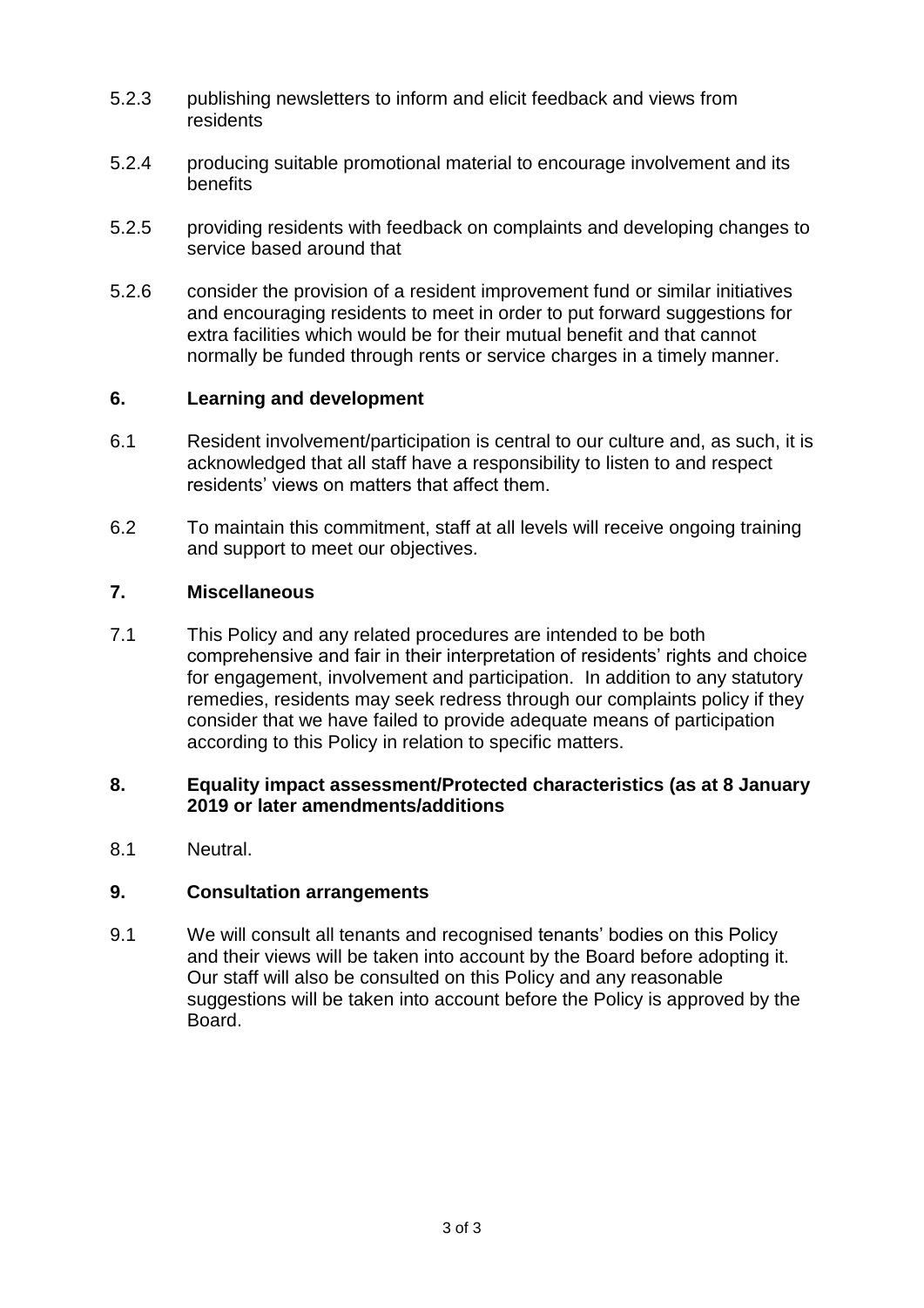5.2.3 publishing newsletters to inform and elicit feedback and views from residents

5.2.4 producing suitable promotional material to encourage involvement and its benefits

5.2.5 providing residents with feedback on complaints and developing changes to service based around that

5.2.6 consider the provision of a resident improvement fund or similar initiatives and encouraging residents to meet in order to put forward suggestions for extra facilities which would be for their mutual benefit and that cannot normally be funded through rents or service charges in a timely manner.

## 6. Learning and development

6.1 Resident involvement/participation is central to our culture and, as such, it is acknowledged that all staff have a responsibility to listen to and respect residents' views on matters that affect them.

6.2 To maintain this commitment, staff at all levels will receive ongoing training and support to meet our objectives.

## 7. Miscellaneous

7.1 This Policy and any related procedures are intended to be both comprehensive and fair in their interpretation of residents' rights and choice for engagement, involvement and participation. In addition to any statutory remedies, residents may seek redress through our complaints policy if they consider that we have failed to provide adequate means of participation according to this Policy in relation to specific matters.

## 8. Equality impact assessment/Protected characteristics (as at 8 January 2019 or later amendments/additions

8.1 Neutral.

## 9. Consultation arrangements

9.1 We will consult all tenants and recognised tenants' bodies on this Policy and their views will be taken into account by the Board before adopting it. Our staff will also be consulted on this Policy and any reasonable suggestions will be taken into account before the Policy is approved by the Board.